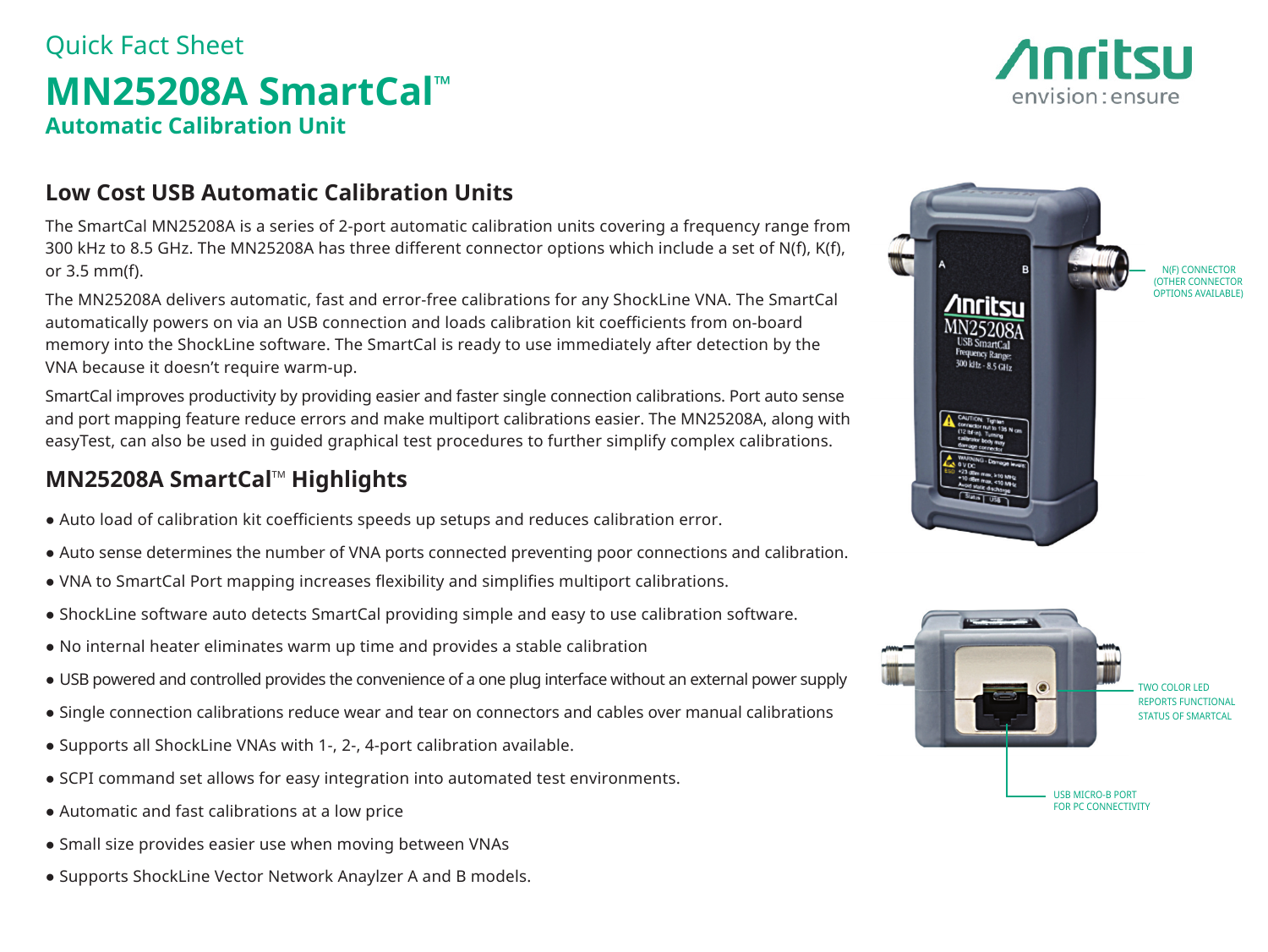Quick Fact Sheet

# MN25208A SmartCal™

## Automatic Calibration Unit

### Low Cost USB Automatic Calibration Units

The SmartCal MN25208A is a series of 2-port automatic calibration units covering a frequency range from 300 kHz to 8.5 GHz. The MN25208A has three different connector options which include a set of N(f), K(f), or 3.5 mm(f).

The MN25208A delivers automatic, fast and error-free calibrations for any ShockLine VNA. The SmartCal automatically powers on via an USB connection and loads calibration kit coefficients from on-board memory into the ShockLine software. The SmartCal is ready to use immediately after detection by the VNA because it doesn't require warm-up.

SmartCal improves productivity by providing easier and faster single connection calibrations. Port auto sense and port mapping feature reduce errors and make multiport calibrations easier. The MN25208A, along with easyTest, can also be used in guided graphical test procedures to further simplify complex calibrations.

### MN25208A SmartCal™ Highlights

- Auto load of calibration kit coefficients speeds up setups and reduces calibration error.
- Auto sense determines the number of VNA ports connected preventing poor connections and calibration.
- VNA to SmartCal Port mapping increases flexibility and simplifies multiport calibrations.
- ShockLine software auto detects SmartCal providing simple and easy to use calibration software.
- No internal heater eliminates warm up time and provides a stable calibration
- USB powered and controlled provides the convenience of a one plug interface without an external power supply
- Single connection calibrations reduce wear and tear on connectors and cables over manual calibrations
- Supports all ShockLine VNAs with 1-, 2-, 4-port calibration available.
- SCPI command set allows for easy integration into automated test environments.
- Automatic and fast calibrations at a low price
- Small size provides easier use when moving between VNAs
- Supports ShockLine Vector Network Anaylzer A and B models.

N(F) CONNECTOR (OTHER CONNECTOR OPTIONS AVAILABLE)

TWO COLOR LED REPORTS FUNCTIONAL STATUS OF SMARTCAL

USB MICRO-B PORT FOR PC CONNECTIVITY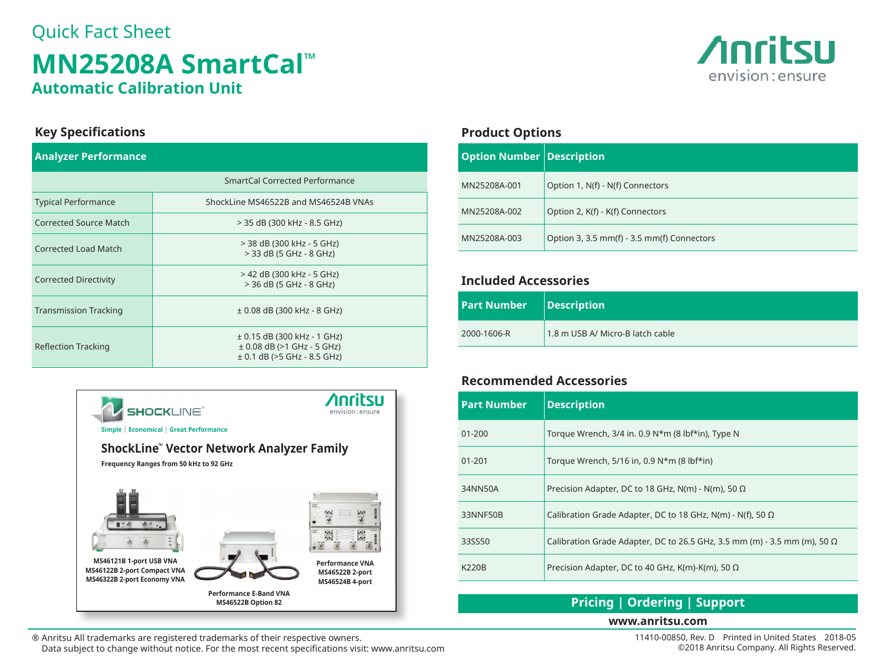Quick Fact Sheet

# MN25208A SmartCal™

## Automatic Calibration Unit

### Key Specifications

| Analyzer Performance | |
|---|---|
| | SmartCal Corrected Performance |
| Typical Performance | ShockLine MS46522B and MS46524B VNAs |
| Corrected Source Match | > 35 dB (300 kHz - 8.5 GHz) |
| Corrected Load Match | > 38 dB (300 kHz - 5 GHz)<br>> 33 dB (5 GHz - 8 GHz) |
| Corrected Directivity | > 42 dB (300 kHz - 5 GHz)<br>> 36 dB (5 GHz - 8 GHz) |
| Transmission Tracking | ± 0.08 dB (300 kHz - 8 GHz) |
| Reflection Tracking | ± 0.15 dB (300 kHz - 1 GHz)<br>± 0.08 dB (>1 GHz - 5 GHz)<br>± 0.1 dB (>5 GHz - 8.5 GHz) |

SHOCKLINE™

Simple | Economical | Great Performance

**ShockLine™ Vector Network Analyzer Family**

**Frequency Ranges from 50 kHz to 92 GHz**

MS46121B 1-port USB VNA
MS46122B 2-port Compact VNA
MS46322B 2-port Economy VNA

Performance E-Band VNA
MS46522B Option 82

Performance VNA
MS46522B 2-port
MS46524B 4-port

### Product Options

| Option Number | Description |
|---|---|
| MN25208A-001 | Option 1, N(f) - N(f) Connectors |
| MN25208A-002 | Option 2, K(f) - K(f) Connectors |
| MN25208A-003 | Option 3, 3.5 mm(f) - 3.5 mm(f) Connectors |

### Included Accessories

| Part Number | Description |
|---|---|
| 2000-1606-R | 1.8 m USB A/ Micro-B latch cable |

### Recommended Accessories

| Part Number | Description |
|---|---|
| 01-200 | Torque Wrench, 3/4 in. 0.9 N*m (8 lbf*in), Type N |
| 01-201 | Torque Wrench, 5/16 in, 0.9 N*m (8 lbf*in) |
| 34NN50A | Precision Adapter, DC to 18 GHz, N(m) - N(m), 50 Ω |
| 33NNF50B | Calibration Grade Adapter, DC to 18 GHz, N(m) - N(f), 50 Ω |
| 33SS50 | Calibration Grade Adapter, DC to 26.5 GHz, 3.5 mm (m) - 3.5 mm (m), 50 Ω |
| K220B | Precision Adapter, DC to 40 GHz, K(m)-K(m), 50 Ω |

**Pricing | Ordering | Support**

**www.anritsu.com**

® Anritsu All trademarks are registered trademarks of their respective owners.
Data subject to change without notice. For the most recent specifications visit: www.anritsu.com

11410-00850, Rev. D Printed in United States 2018-05
©2018 Anritsu Company. All Rights Reserved.